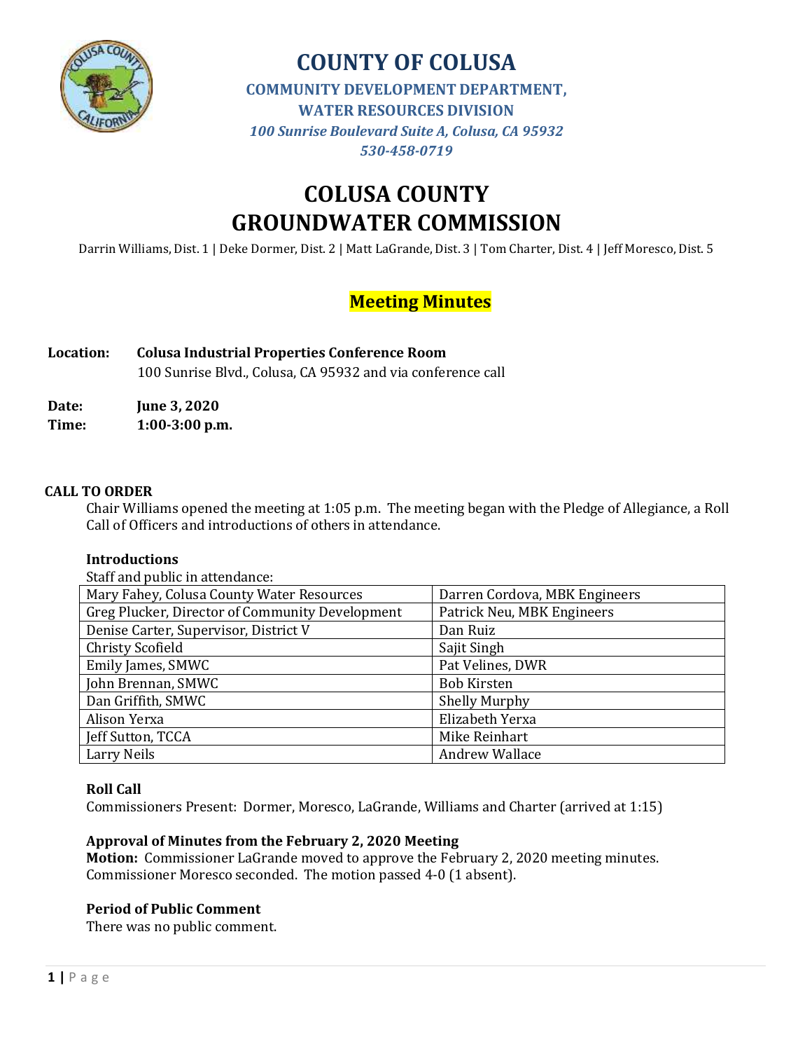# COUNTY OF COLUSA

**COMMUNITY DEVELOPMENT DEPARTMENT,**
**WATER RESOURCES DIVISION**
*100 Sunrise Boulevard Suite A, Colusa, CA 95932*
*530-458-0719*

# COLUSA COUNTY GROUNDWATER COMMISSION

Darrin Williams, Dist. 1 | Deke Dormer, Dist. 2 | Matt LaGrande, Dist. 3 | Tom Charter, Dist. 4 | Jeff Moresco, Dist. 5

## Meeting Minutes

**Location:** **Colusa Industrial Properties Conference Room**
100 Sunrise Blvd., Colusa, CA 95932 and via conference call

**Date:** **June 3, 2020**
**Time:** **1:00-3:00 p.m.**

### CALL TO ORDER

Chair Williams opened the meeting at 1:05 p.m. The meeting began with the Pledge of Allegiance, a Roll Call of Officers and introductions of others in attendance.

#### Introductions

Staff and public in attendance:

| | |
|---|---|
| Mary Fahey, Colusa County Water Resources | Darren Cordova, MBK Engineers |
| Greg Plucker, Director of Community Development | Patrick Neu, MBK Engineers |
| Denise Carter, Supervisor, District V | Dan Ruiz |
| Christy Scofield | Sajit Singh |
| Emily James, SMWC | Pat Velines, DWR |
| John Brennan, SMWC | Bob Kirsten |
| Dan Griffith, SMWC | Shelly Murphy |
| Alison Yerxa | Elizabeth Yerxa |
| Jeff Sutton, TCCA | Mike Reinhart |
| Larry Neils | Andrew Wallace |

#### Roll Call

Commissioners Present: Dormer, Moresco, LaGrande, Williams and Charter (arrived at 1:15)

#### Approval of Minutes from the February 2, 2020 Meeting

**Motion:** Commissioner LaGrande moved to approve the February 2, 2020 meeting minutes. Commissioner Moresco seconded. The motion passed 4-0 (1 absent).

#### Period of Public Comment

There was no public comment.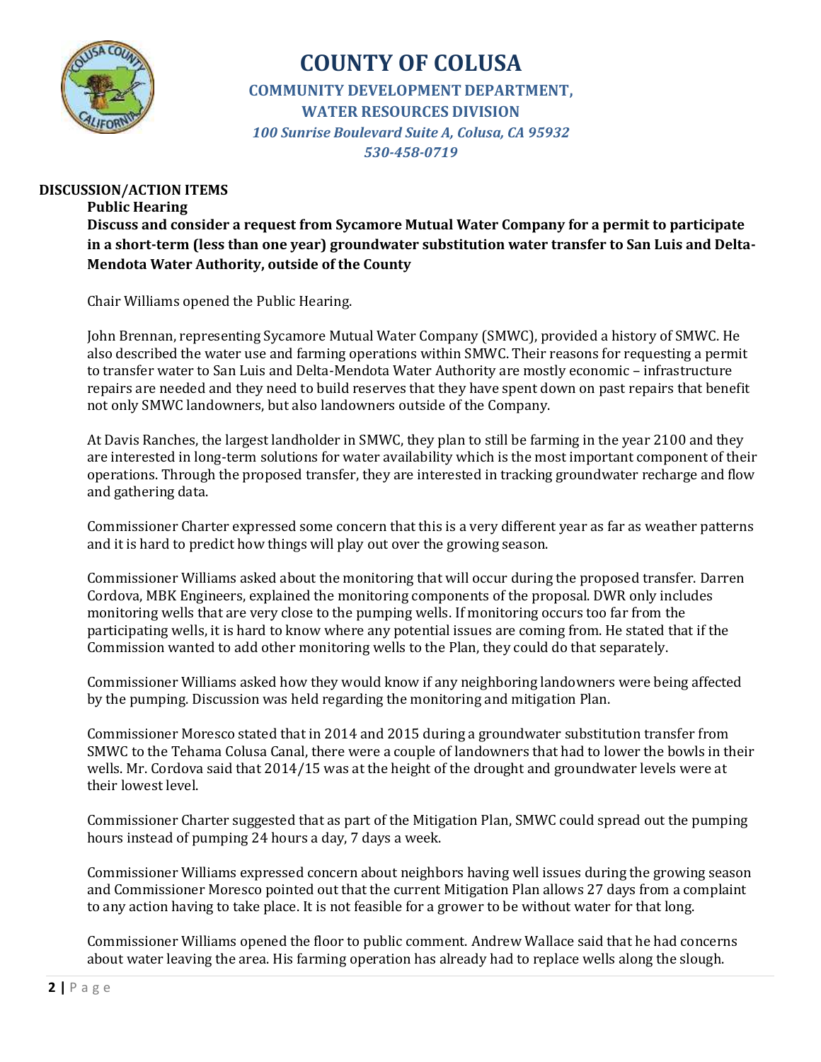# COUNTY OF COLUSA

**COMMUNITY DEVELOPMENT DEPARTMENT,**
**WATER RESOURCES DIVISION**
*100 Sunrise Boulevard Suite A, Colusa, CA 95932*
*530-458-0719*

**DISCUSSION/ACTION ITEMS**

**Public Hearing**

**Discuss and consider a request from Sycamore Mutual Water Company for a permit to participate in a short-term (less than one year) groundwater substitution water transfer to San Luis and Delta-Mendota Water Authority, outside of the County**

Chair Williams opened the Public Hearing.

John Brennan, representing Sycamore Mutual Water Company (SMWC), provided a history of SMWC. He also described the water use and farming operations within SMWC. Their reasons for requesting a permit to transfer water to San Luis and Delta-Mendota Water Authority are mostly economic – infrastructure repairs are needed and they need to build reserves that they have spent down on past repairs that benefit not only SMWC landowners, but also landowners outside of the Company.

At Davis Ranches, the largest landholder in SMWC, they plan to still be farming in the year 2100 and they are interested in long-term solutions for water availability which is the most important component of their operations. Through the proposed transfer, they are interested in tracking groundwater recharge and flow and gathering data.

Commissioner Charter expressed some concern that this is a very different year as far as weather patterns and it is hard to predict how things will play out over the growing season.

Commissioner Williams asked about the monitoring that will occur during the proposed transfer. Darren Cordova, MBK Engineers, explained the monitoring components of the proposal. DWR only includes monitoring wells that are very close to the pumping wells. If monitoring occurs too far from the participating wells, it is hard to know where any potential issues are coming from. He stated that if the Commission wanted to add other monitoring wells to the Plan, they could do that separately.

Commissioner Williams asked how they would know if any neighboring landowners were being affected by the pumping. Discussion was held regarding the monitoring and mitigation Plan.

Commissioner Moresco stated that in 2014 and 2015 during a groundwater substitution transfer from SMWC to the Tehama Colusa Canal, there were a couple of landowners that had to lower the bowls in their wells. Mr. Cordova said that 2014/15 was at the height of the drought and groundwater levels were at their lowest level.

Commissioner Charter suggested that as part of the Mitigation Plan, SMWC could spread out the pumping hours instead of pumping 24 hours a day, 7 days a week.

Commissioner Williams expressed concern about neighbors having well issues during the growing season and Commissioner Moresco pointed out that the current Mitigation Plan allows 27 days from a complaint to any action having to take place. It is not feasible for a grower to be without water for that long.

Commissioner Williams opened the floor to public comment. Andrew Wallace said that he had concerns about water leaving the area. His farming operation has already had to replace wells along the slough.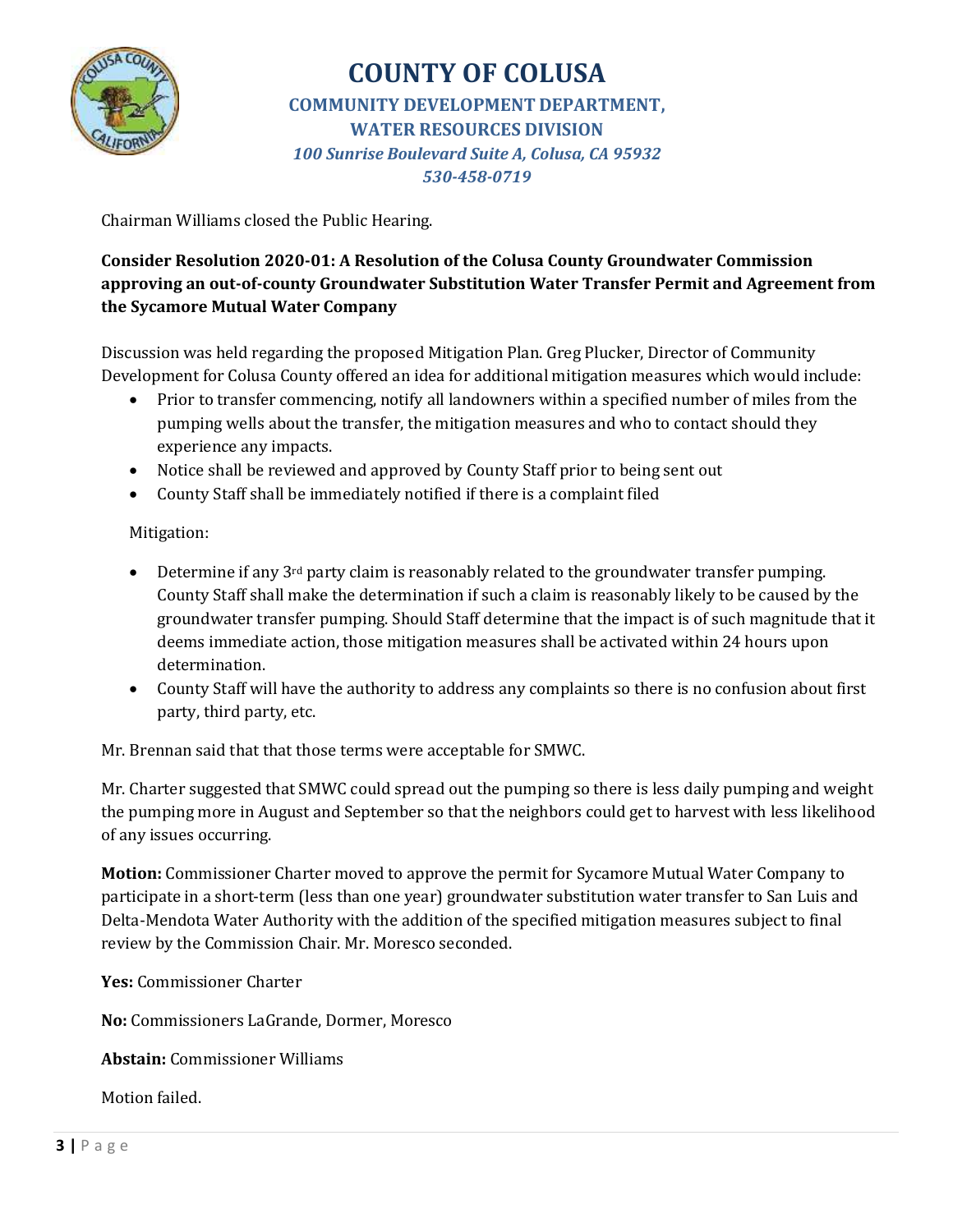Chairman Williams closed the Public Hearing.

**Consider Resolution 2020-01: A Resolution of the Colusa County Groundwater Commission approving an out-of-county Groundwater Substitution Water Transfer Permit and Agreement from the Sycamore Mutual Water Company**

Discussion was held regarding the proposed Mitigation Plan. Greg Plucker, Director of Community Development for Colusa County offered an idea for additional mitigation measures which would include:

- Prior to transfer commencing, notify all landowners within a specified number of miles from the pumping wells about the transfer, the mitigation measures and who to contact should they experience any impacts.
- Notice shall be reviewed and approved by County Staff prior to being sent out
- County Staff shall be immediately notified if there is a complaint filed

Mitigation:

- Determine if any 3rd party claim is reasonably related to the groundwater transfer pumping. County Staff shall make the determination if such a claim is reasonably likely to be caused by the groundwater transfer pumping. Should Staff determine that the impact is of such magnitude that it deems immediate action, those mitigation measures shall be activated within 24 hours upon determination.
- County Staff will have the authority to address any complaints so there is no confusion about first party, third party, etc.

Mr. Brennan said that that those terms were acceptable for SMWC.

Mr. Charter suggested that SMWC could spread out the pumping so there is less daily pumping and weight the pumping more in August and September so that the neighbors could get to harvest with less likelihood of any issues occurring.

**Motion:** Commissioner Charter moved to approve the permit for Sycamore Mutual Water Company to participate in a short-term (less than one year) groundwater substitution water transfer to San Luis and Delta-Mendota Water Authority with the addition of the specified mitigation measures subject to final review by the Commission Chair. Mr. Moresco seconded.

**Yes:** Commissioner Charter

**No:** Commissioners LaGrande, Dormer, Moresco

**Abstain:** Commissioner Williams

Motion failed.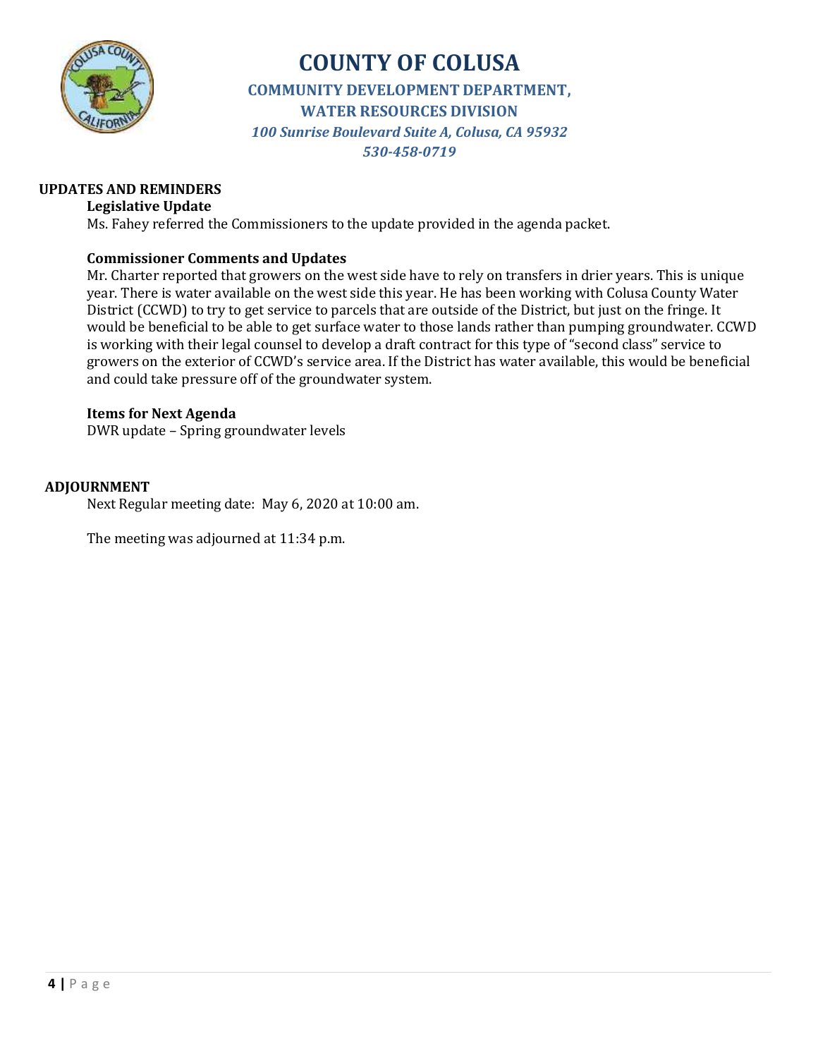# COUNTY OF COLUSA

**COMMUNITY DEVELOPMENT DEPARTMENT,**

**WATER RESOURCES DIVISION**

*100 Sunrise Boulevard Suite A, Colusa, CA 95932*

*530-458-0719*

**UPDATES AND REMINDERS**

**Legislative Update**

Ms. Fahey referred the Commissioners to the update provided in the agenda packet.

**Commissioner Comments and Updates**

Mr. Charter reported that growers on the west side have to rely on transfers in drier years. This is unique year. There is water available on the west side this year. He has been working with Colusa County Water District (CCWD) to try to get service to parcels that are outside of the District, but just on the fringe. It would be beneficial to be able to get surface water to those lands rather than pumping groundwater. CCWD is working with their legal counsel to develop a draft contract for this type of "second class" service to growers on the exterior of CCWD's service area. If the District has water available, this would be beneficial and could take pressure off of the groundwater system.

**Items for Next Agenda**

DWR update – Spring groundwater levels

**ADJOURNMENT**

Next Regular meeting date: May 6, 2020 at 10:00 am.

The meeting was adjourned at 11:34 p.m.